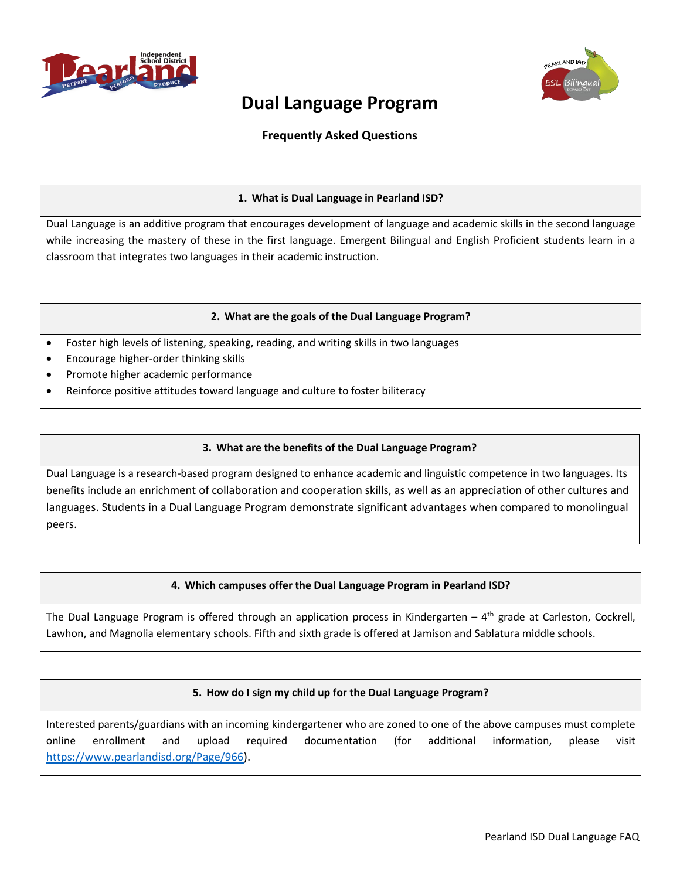# Dual Language Program

**Frequently Asked Questions**

### 1. What is Dual Language in Pearland ISD?

Dual Language is an additive program that encourages development of language and academic skills in the second language while increasing the mastery of these in the first language. Emergent Bilingual and English Proficient students learn in a classroom that integrates two languages in their academic instruction.

### 2. What are the goals of the Dual Language Program?

- Foster high levels of listening, speaking, reading, and writing skills in two languages
- Encourage higher-order thinking skills
- Promote higher academic performance
- Reinforce positive attitudes toward language and culture to foster biliteracy

### 3. What are the benefits of the Dual Language Program?

Dual Language is a research-based program designed to enhance academic and linguistic competence in two languages. Its benefits include an enrichment of collaboration and cooperation skills, as well as an appreciation of other cultures and languages. Students in a Dual Language Program demonstrate significant advantages when compared to monolingual peers.

### 4. Which campuses offer the Dual Language Program in Pearland ISD?

The Dual Language Program is offered through an application process in Kindergarten – 4th grade at Carleston, Cockrell, Lawhon, and Magnolia elementary schools. Fifth and sixth grade is offered at Jamison and Sablatura middle schools.

### 5. How do I sign my child up for the Dual Language Program?

Interested parents/guardians with an incoming kindergartener who are zoned to one of the above campuses must complete online enrollment and upload required documentation (for additional information, please visit https://www.pearlandisd.org/Page/966).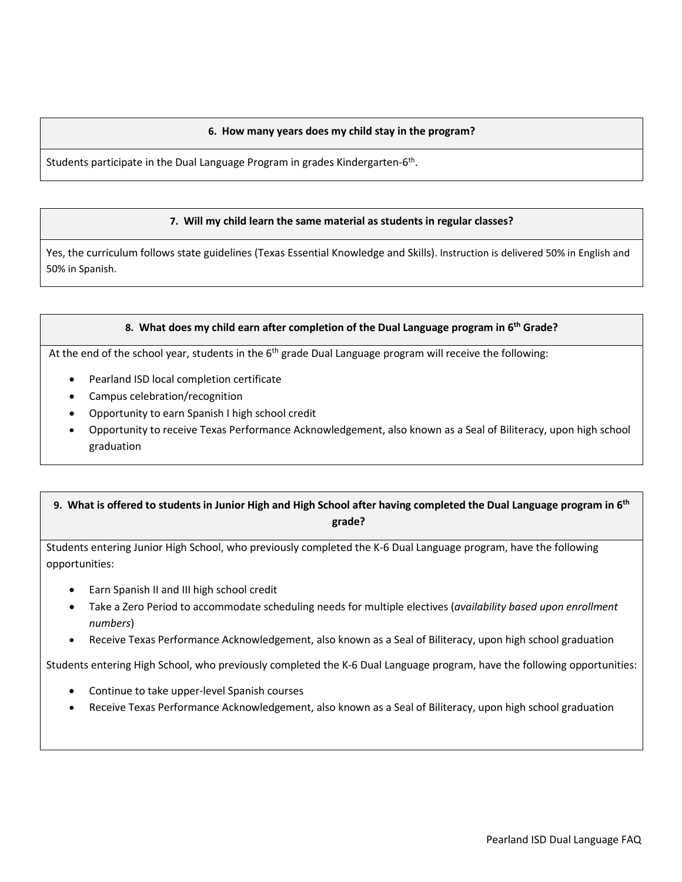### 6. How many years does my child stay in the program?

Students participate in the Dual Language Program in grades Kindergarten-6th.

### 7. Will my child learn the same material as students in regular classes?

Yes, the curriculum follows state guidelines (Texas Essential Knowledge and Skills). Instruction is delivered 50% in English and 50% in Spanish.

### 8. What does my child earn after completion of the Dual Language program in 6th Grade?

At the end of the school year, students in the 6th grade Dual Language program will receive the following:

- Pearland ISD local completion certificate
- Campus celebration/recognition
- Opportunity to earn Spanish I high school credit
- Opportunity to receive Texas Performance Acknowledgement, also known as a Seal of Biliteracy, upon high school graduation

### 9. What is offered to students in Junior High and High School after having completed the Dual Language program in 6th grade?

Students entering Junior High School, who previously completed the K-6 Dual Language program, have the following opportunities:

- Earn Spanish II and III high school credit
- Take a Zero Period to accommodate scheduling needs for multiple electives (*availability based upon enrollment numbers*)
- Receive Texas Performance Acknowledgement, also known as a Seal of Biliteracy, upon high school graduation

Students entering High School, who previously completed the K-6 Dual Language program, have the following opportunities:

- Continue to take upper-level Spanish courses
- Receive Texas Performance Acknowledgement, also known as a Seal of Biliteracy, upon high school graduation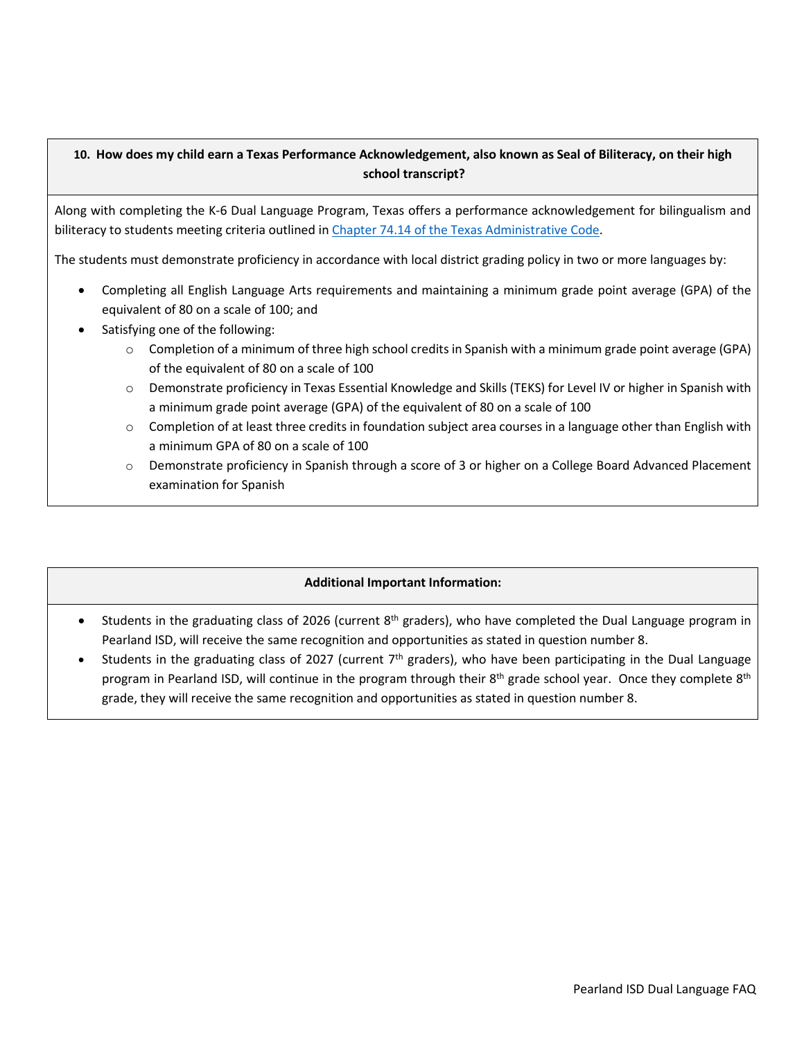**10. How does my child earn a Texas Performance Acknowledgement, also known as Seal of Biliteracy, on their high school transcript?**

Along with completing the K-6 Dual Language Program, Texas offers a performance acknowledgement for bilingualism and biliteracy to students meeting criteria outlined in [Chapter 74.14 of the Texas Administrative Code](#).

The students must demonstrate proficiency in accordance with local district grading policy in two or more languages by:

- Completing all English Language Arts requirements and maintaining a minimum grade point average (GPA) of the equivalent of 80 on a scale of 100; and
- Satisfying one of the following:
  - Completion of a minimum of three high school credits in Spanish with a minimum grade point average (GPA) of the equivalent of 80 on a scale of 100
  - Demonstrate proficiency in Texas Essential Knowledge and Skills (TEKS) for Level IV or higher in Spanish with a minimum grade point average (GPA) of the equivalent of 80 on a scale of 100
  - Completion of at least three credits in foundation subject area courses in a language other than English with a minimum GPA of 80 on a scale of 100
  - Demonstrate proficiency in Spanish through a score of 3 or higher on a College Board Advanced Placement examination for Spanish

**Additional Important Information:**

- Students in the graduating class of 2026 (current 8th graders), who have completed the Dual Language program in Pearland ISD, will receive the same recognition and opportunities as stated in question number 8.
- Students in the graduating class of 2027 (current 7th graders), who have been participating in the Dual Language program in Pearland ISD, will continue in the program through their 8th grade school year. Once they complete 8th grade, they will receive the same recognition and opportunities as stated in question number 8.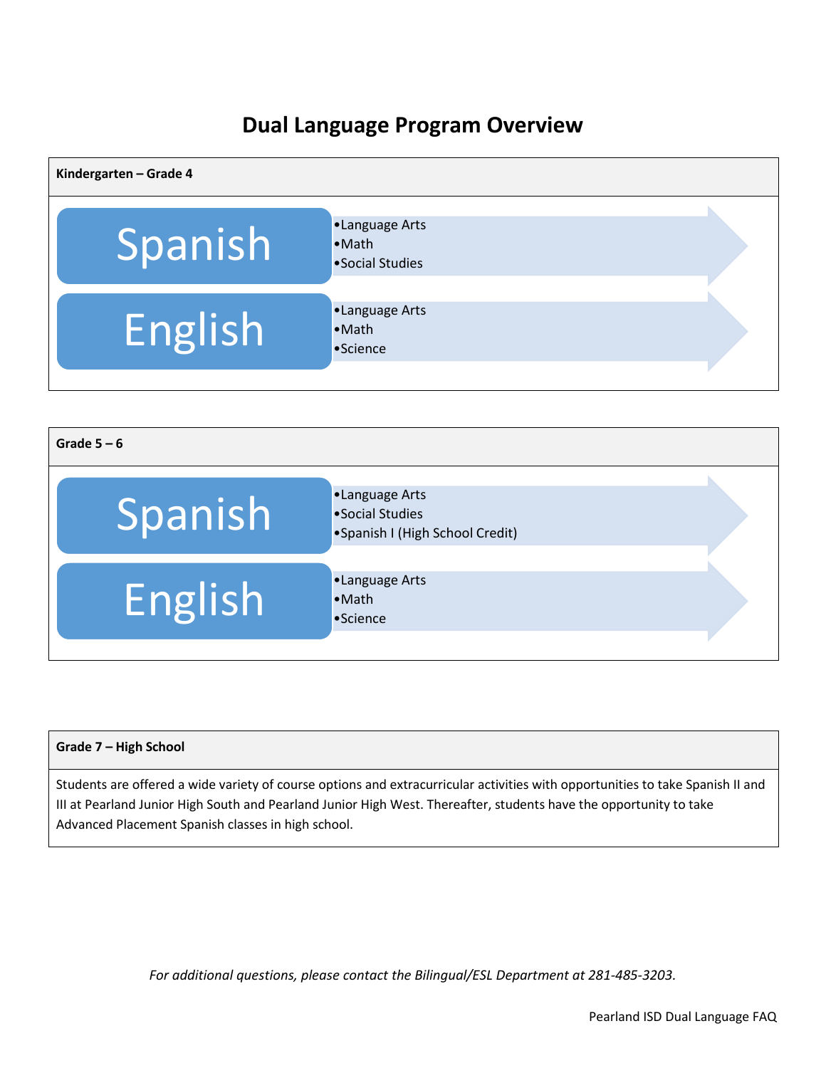# Dual Language Program Overview

**Kindergarten – Grade 4**

Spanish
- Language Arts
- Math
- Social Studies

English
- Language Arts
- Math
- Science

**Grade 5 – 6**

Spanish
- Language Arts
- Social Studies
- Spanish I (High School Credit)

English
- Language Arts
- Math
- Science

**Grade 7 – High School**

Students are offered a wide variety of course options and extracurricular activities with opportunities to take Spanish II and III at Pearland Junior High South and Pearland Junior High West. Thereafter, students have the opportunity to take Advanced Placement Spanish classes in high school.

*For additional questions, please contact the Bilingual/ESL Department at 281-485-3203.*